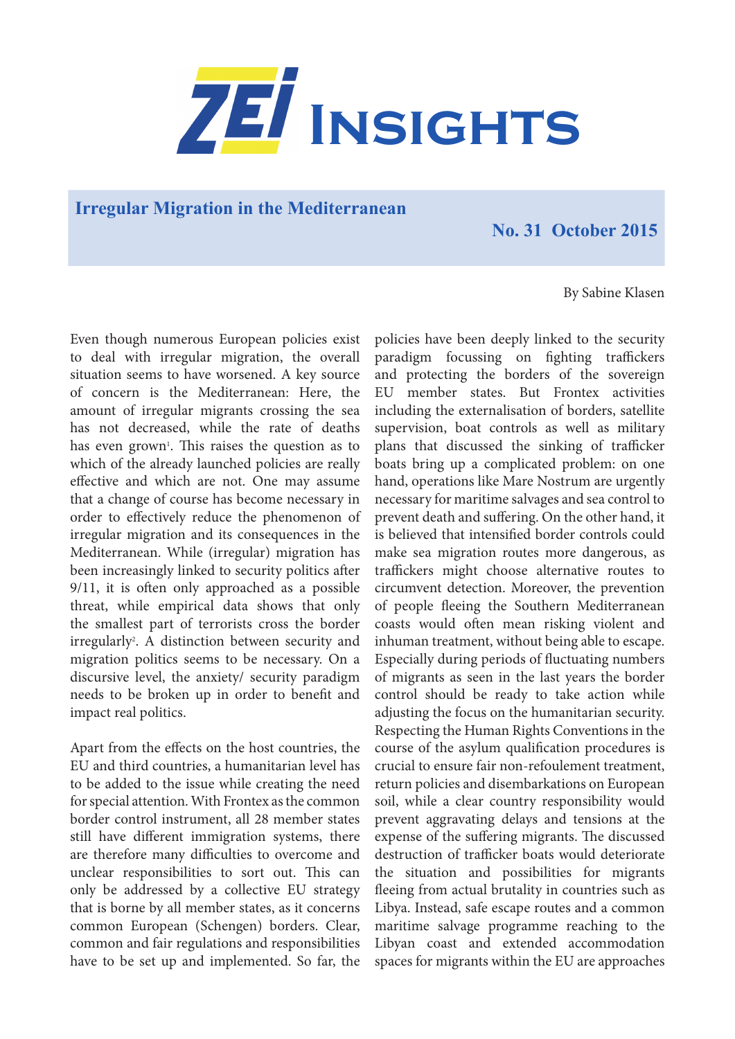# ZEI Insights

## Irregular Migration in the Mediterranean

**No. 31 October 2015**

By Sabine Klasen

Even though numerous European policies exist to deal with irregular migration, the overall situation seems to have worsened. A key source of concern is the Mediterranean: Here, the amount of irregular migrants crossing the sea has not decreased, while the rate of deaths has even grown[1]. This raises the question as to which of the already launched policies are really effective and which are not. One may assume that a change of course has become necessary in order to effectively reduce the phenomenon of irregular migration and its consequences in the Mediterranean. While (irregular) migration has been increasingly linked to security politics after 9/11, it is often only approached as a possible threat, while empirical data shows that only the smallest part of terrorists cross the border irregularly[2]. A distinction between security and migration politics seems to be necessary. On a discursive level, the anxiety/ security paradigm needs to be broken up in order to benefit and impact real politics.

Apart from the effects on the host countries, the EU and third countries, a humanitarian level has to be added to the issue while creating the need for special attention. With Frontex as the common border control instrument, all 28 member states still have different immigration systems, there are therefore many difficulties to overcome and unclear responsibilities to sort out. This can only be addressed by a collective EU strategy that is borne by all member states, as it concerns common European (Schengen) borders. Clear, common and fair regulations and responsibilities have to be set up and implemented. So far, the policies have been deeply linked to the security paradigm focussing on fighting traffickers and protecting the borders of the sovereign EU member states. But Frontex activities including the externalisation of borders, satellite supervision, boat controls as well as military plans that discussed the sinking of trafficker boats bring up a complicated problem: on one hand, operations like Mare Nostrum are urgently necessary for maritime salvages and sea control to prevent death and suffering. On the other hand, it is believed that intensified border controls could make sea migration routes more dangerous, as traffickers might choose alternative routes to circumvent detection. Moreover, the prevention of people fleeing the Southern Mediterranean coasts would often mean risking violent and inhuman treatment, without being able to escape. Especially during periods of fluctuating numbers of migrants as seen in the last years the border control should be ready to take action while adjusting the focus on the humanitarian security. Respecting the Human Rights Conventions in the course of the asylum qualification procedures is crucial to ensure fair non-refoulement treatment, return policies and disembarkations on European soil, while a clear country responsibility would prevent aggravating delays and tensions at the expense of the suffering migrants. The discussed destruction of trafficker boats would deteriorate the situation and possibilities for migrants fleeing from actual brutality in countries such as Libya. Instead, safe escape routes and a common maritime salvage programme reaching to the Libyan coast and extended accommodation spaces for migrants within the EU are approaches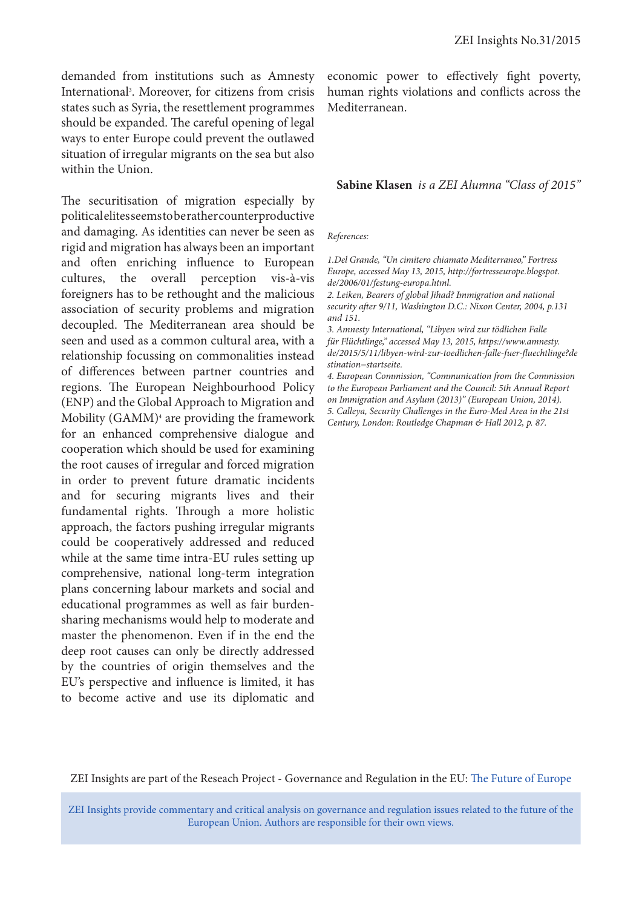demanded from institutions such as Amnesty International[3]. Moreover, for citizens from crisis states such as Syria, the resettlement programmes should be expanded. The careful opening of legal ways to enter Europe could prevent the outlawed situation of irregular migrants on the sea but also within the Union.

The securitisation of migration especially by political elites seems to be rather counterproductive and damaging. As identities can never be seen as rigid and migration has always been an important and often enriching influence to European cultures, the overall perception vis-à-vis foreigners has to be rethought and the malicious association of security problems and migration decoupled. The Mediterranean area should be seen and used as a common cultural area, with a relationship focussing on commonalities instead of differences between partner countries and regions. The European Neighbourhood Policy (ENP) and the Global Approach to Migration and Mobility (GAMM)[4] are providing the framework for an enhanced comprehensive dialogue and cooperation which should be used for examining the root causes of irregular and forced migration in order to prevent future dramatic incidents and for securing migrants lives and their fundamental rights. Through a more holistic approach, the factors pushing irregular migrants could be cooperatively addressed and reduced while at the same time intra-EU rules setting up comprehensive, national long-term integration plans concerning labour markets and social and educational programmes as well as fair burden-sharing mechanisms would help to moderate and master the phenomenon. Even if in the end the deep root causes can only be directly addressed by the countries of origin themselves and the EU's perspective and influence is limited, it has to become active and use its diplomatic and economic power to effectively fight poverty, human rights violations and conflicts across the Mediterranean.

**Sabine Klasen** *is a ZEI Alumna "Class of 2015"*

*References:*

*1.Del Grande, "Un cimitero chiamato Mediterraneo," Fortress Europe, accessed May 13, 2015, http://fortresseurope.blogspot.de/2006/01/festung-europa.html.*
*2. Leiken, Bearers of global Jihad? Immigration and national security after 9/11, Washington D.C.: Nixon Center, 2004, p.131 and 151.*
*3. Amnesty International, "Libyen wird zur tödlichen Falle für Flüchtlinge," accessed May 13, 2015, https://www.amnesty.de/2015/5/11/libyen-wird-zur-toedlichen-falle-fuer-fluechtlinge?destination=startseite.*
*4. European Commission, "Communication from the Commission to the European Parliament and the Council: 5th Annual Report on Immigration and Asylum (2013)" (European Union, 2014).*
*5. Calleya, Security Challenges in the Euro-Med Area in the 21st Century, London: Routledge Chapman & Hall 2012, p. 87.*

ZEI Insights are part of the Reseach Project - Governance and Regulation in the EU: The Future of Europe

ZEI Insights provide commentary and critical analysis on governance and regulation issues related to the future of the European Union. Authors are responsible for their own views.